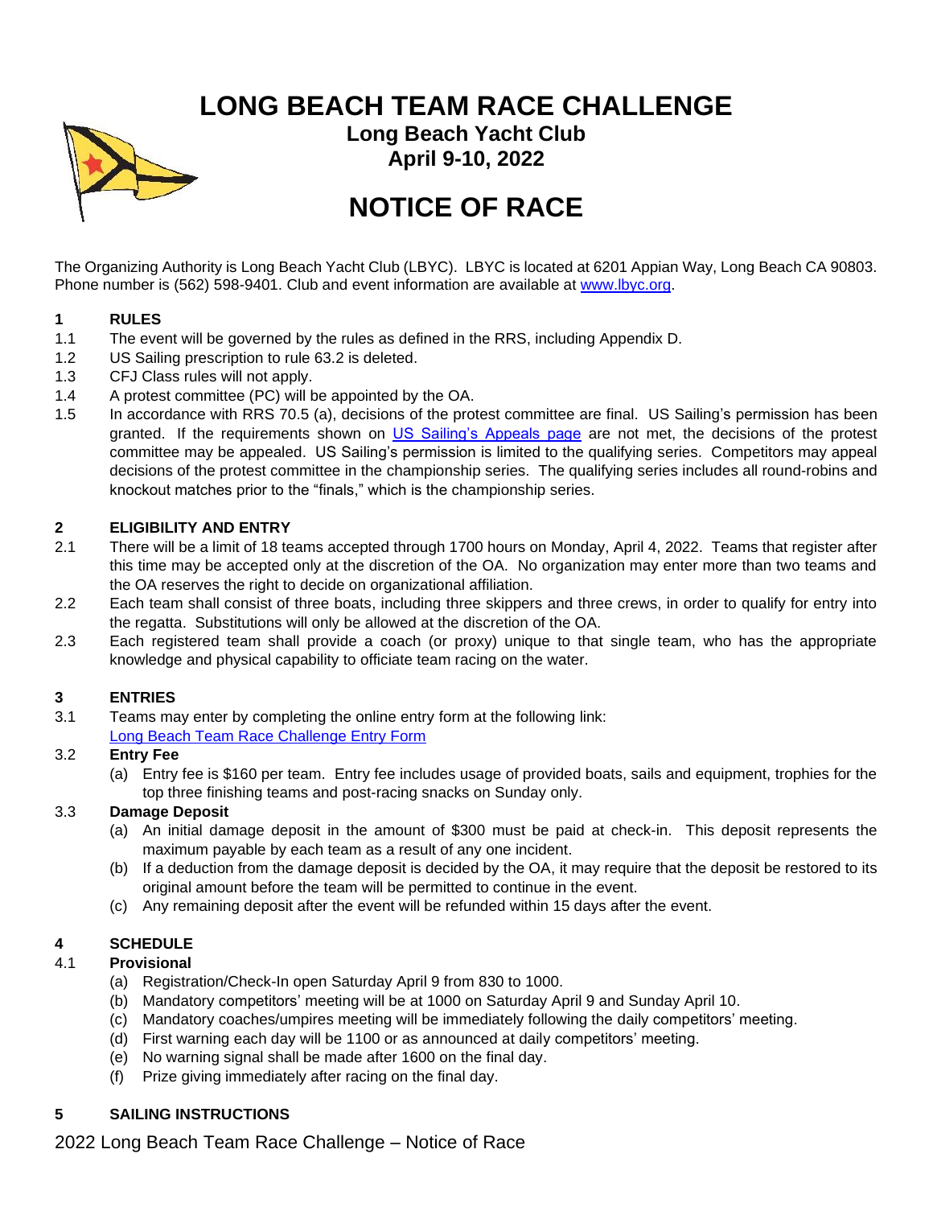# LONG BEACH TEAM RACE CHALLENGE

**Long Beach Yacht Club**
**April 9-10, 2022**

# NOTICE OF RACE

The Organizing Authority is Long Beach Yacht Club (LBYC). LBYC is located at 6201 Appian Way, Long Beach CA 90803. Phone number is (562) 598-9401. Club and event information are available at [www.lbyc.org](www.lbyc.org).

## 1 RULES

1.1 The event will be governed by the rules as defined in the RRS, including Appendix D.

1.2 US Sailing prescription to rule 63.2 is deleted.

1.3 CFJ Class rules will not apply.

1.4 A protest committee (PC) will be appointed by the OA.

1.5 In accordance with RRS 70.5 (a), decisions of the protest committee are final. US Sailing's permission has been granted. If the requirements shown on US Sailing's Appeals page are not met, the decisions of the protest committee may be appealed. US Sailing's permission is limited to the qualifying series. Competitors may appeal decisions of the protest committee in the championship series. The qualifying series includes all round-robins and knockout matches prior to the "finals," which is the championship series.

## 2 ELIGIBILITY AND ENTRY

2.1 There will be a limit of 18 teams accepted through 1700 hours on Monday, April 4, 2022. Teams that register after this time may be accepted only at the discretion of the OA. No organization may enter more than two teams and the OA reserves the right to decide on organizational affiliation.

2.2 Each team shall consist of three boats, including three skippers and three crews, in order to qualify for entry into the regatta. Substitutions will only be allowed at the discretion of the OA.

2.3 Each registered team shall provide a coach (or proxy) unique to that single team, who has the appropriate knowledge and physical capability to officiate team racing on the water.

## 3 ENTRIES

3.1 Teams may enter by completing the online entry form at the following link:
Long Beach Team Race Challenge Entry Form

3.2 **Entry Fee**

(a) Entry fee is $160 per team. Entry fee includes usage of provided boats, sails and equipment, trophies for the top three finishing teams and post-racing snacks on Sunday only.

3.3 **Damage Deposit**

(a) An initial damage deposit in the amount of $300 must be paid at check-in. This deposit represents the maximum payable by each team as a result of any one incident.

(b) If a deduction from the damage deposit is decided by the OA, it may require that the deposit be restored to its original amount before the team will be permitted to continue in the event.

(c) Any remaining deposit after the event will be refunded within 15 days after the event.

## 4 SCHEDULE

4.1 **Provisional**

(a) Registration/Check-In open Saturday April 9 from 830 to 1000.

(b) Mandatory competitors' meeting will be at 1000 on Saturday April 9 and Sunday April 10.

(c) Mandatory coaches/umpires meeting will be immediately following the daily competitors' meeting.

(d) First warning each day will be 1100 or as announced at daily competitors' meeting.

(e) No warning signal shall be made after 1600 on the final day.

(f) Prize giving immediately after racing on the final day.

## 5 SAILING INSTRUCTIONS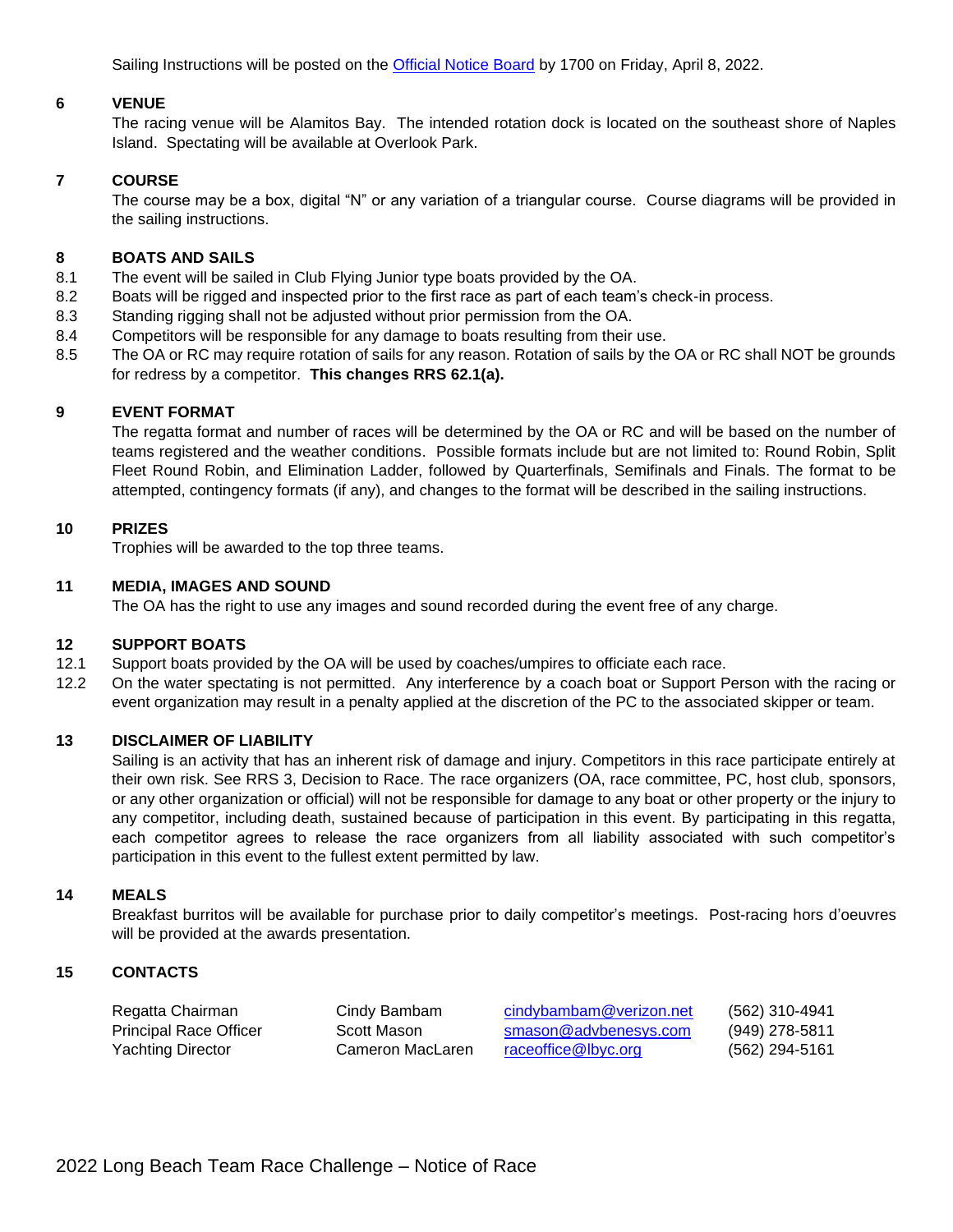Sailing Instructions will be posted on the [Official Notice Board](#) by 1700 on Friday, April 8, 2022.

## 6 VENUE

The racing venue will be Alamitos Bay. The intended rotation dock is located on the southeast shore of Naples Island. Spectating will be available at Overlook Park.

## 7 COURSE

The course may be a box, digital "N" or any variation of a triangular course. Course diagrams will be provided in the sailing instructions.

## 8 BOATS AND SAILS

8.1 The event will be sailed in Club Flying Junior type boats provided by the OA.

8.2 Boats will be rigged and inspected prior to the first race as part of each team's check-in process.

8.3 Standing rigging shall not be adjusted without prior permission from the OA.

8.4 Competitors will be responsible for any damage to boats resulting from their use.

8.5 The OA or RC may require rotation of sails for any reason. Rotation of sails by the OA or RC shall NOT be grounds for redress by a competitor. **This changes RRS 62.1(a).**

## 9 EVENT FORMAT

The regatta format and number of races will be determined by the OA or RC and will be based on the number of teams registered and the weather conditions. Possible formats include but are not limited to: Round Robin, Split Fleet Round Robin, and Elimination Ladder, followed by Quarterfinals, Semifinals and Finals. The format to be attempted, contingency formats (if any), and changes to the format will be described in the sailing instructions.

## 10 PRIZES

Trophies will be awarded to the top three teams.

## 11 MEDIA, IMAGES AND SOUND

The OA has the right to use any images and sound recorded during the event free of any charge.

## 12 SUPPORT BOATS

12.1 Support boats provided by the OA will be used by coaches/umpires to officiate each race.

12.2 On the water spectating is not permitted. Any interference by a coach boat or Support Person with the racing or event organization may result in a penalty applied at the discretion of the PC to the associated skipper or team.

## 13 DISCLAIMER OF LIABILITY

Sailing is an activity that has an inherent risk of damage and injury. Competitors in this race participate entirely at their own risk. See RRS 3, Decision to Race. The race organizers (OA, race committee, PC, host club, sponsors, or any other organization or official) will not be responsible for damage to any boat or other property or the injury to any competitor, including death, sustained because of participation in this event. By participating in this regatta, each competitor agrees to release the race organizers from all liability associated with such competitor's participation in this event to the fullest extent permitted by law.

## 14 MEALS

Breakfast burritos will be available for purchase prior to daily competitor's meetings. Post-racing hors d'oeuvres will be provided at the awards presentation.

## 15 CONTACTS

| | | | |
|---|---|---|---|
| Regatta Chairman | Cindy Bambam | cindybambam@verizon.net | (562) 310-4941 |
| Principal Race Officer | Scott Mason | smason@advbenesys.com | (949) 278-5811 |
| Yachting Director | Cameron MacLaren | raceoffice@lbyc.org | (562) 294-5161 |